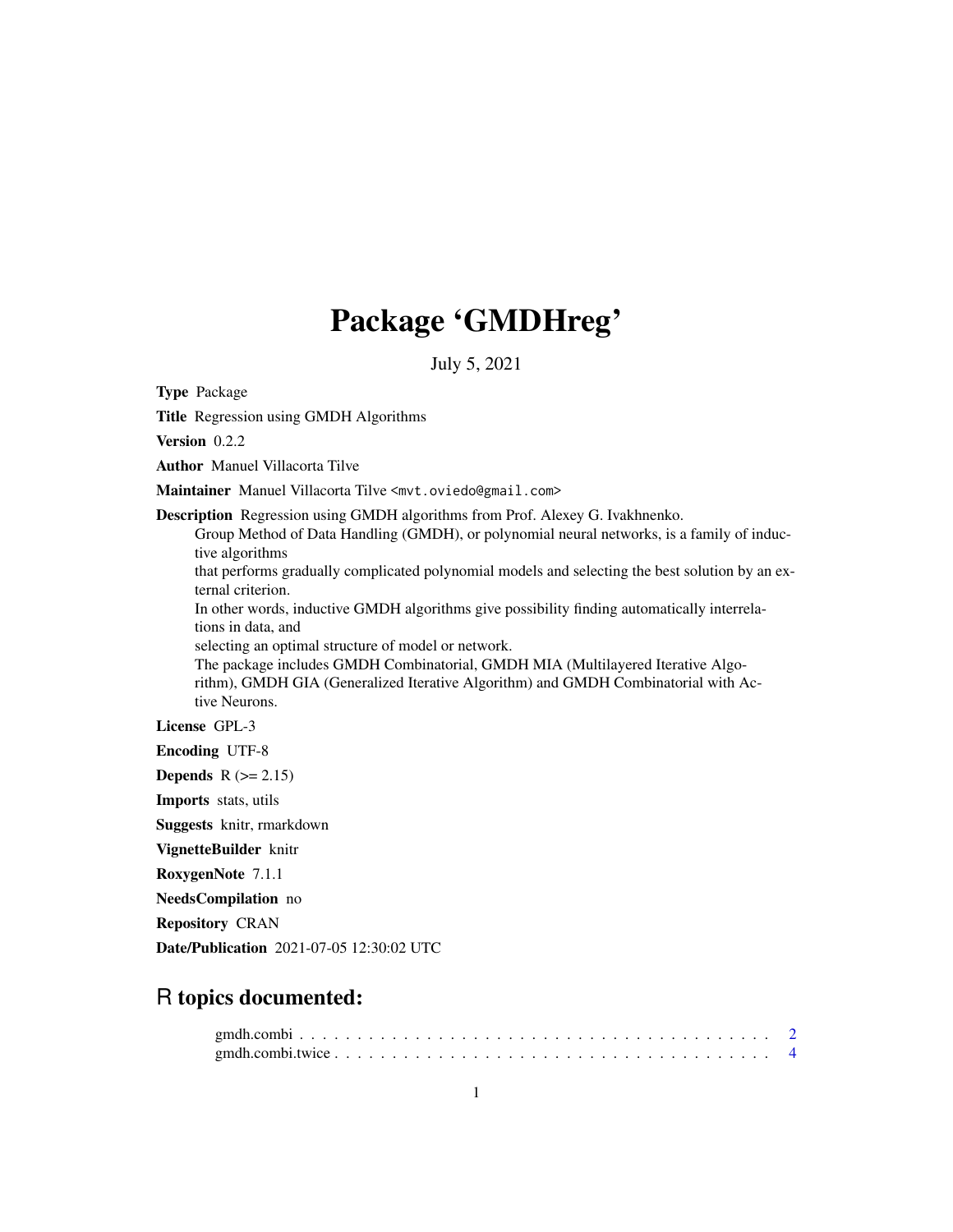# Package 'GMDHreg'

July 5, 2021

**Type** Package

**Title** Regression using GMDH Algorithms

**Version** 0.2.2

**Author** Manuel Villacorta Tilve

**Maintainer** Manuel Villacorta Tilve <mvt.oviedo@gmail.com>

**Description** Regression using GMDH algorithms from Prof. Alexey G. Ivakhnenko.
Group Method of Data Handling (GMDH), or polynomial neural networks, is a family of inductive algorithms
that performs gradually complicated polynomial models and selecting the best solution by an external criterion.
In other words, inductive GMDH algorithms give possibility finding automatically interrelations in data, and
selecting an optimal structure of model or network.
The package includes GMDH Combinatorial, GMDH MIA (Multilayered Iterative Algorithm), GMDH GIA (Generalized Iterative Algorithm) and GMDH Combinatorial with Active Neurons.

**License** GPL-3

**Encoding** UTF-8

**Depends** R (>= 2.15)

**Imports** stats, utils

**Suggests** knitr, rmarkdown

**VignetteBuilder** knitr

**RoxygenNote** 7.1.1

**NeedsCompilation** no

**Repository** CRAN

**Date/Publication** 2021-07-05 12:30:02 UTC

## R topics documented:

gmdh.combi . . . . . . . . . . . . . . . . . . . . . . . . . . . . . . . . . . . . . . . . . 2
gmdh.combi.twice . . . . . . . . . . . . . . . . . . . . . . . . . . . . . . . . . . . . . . 4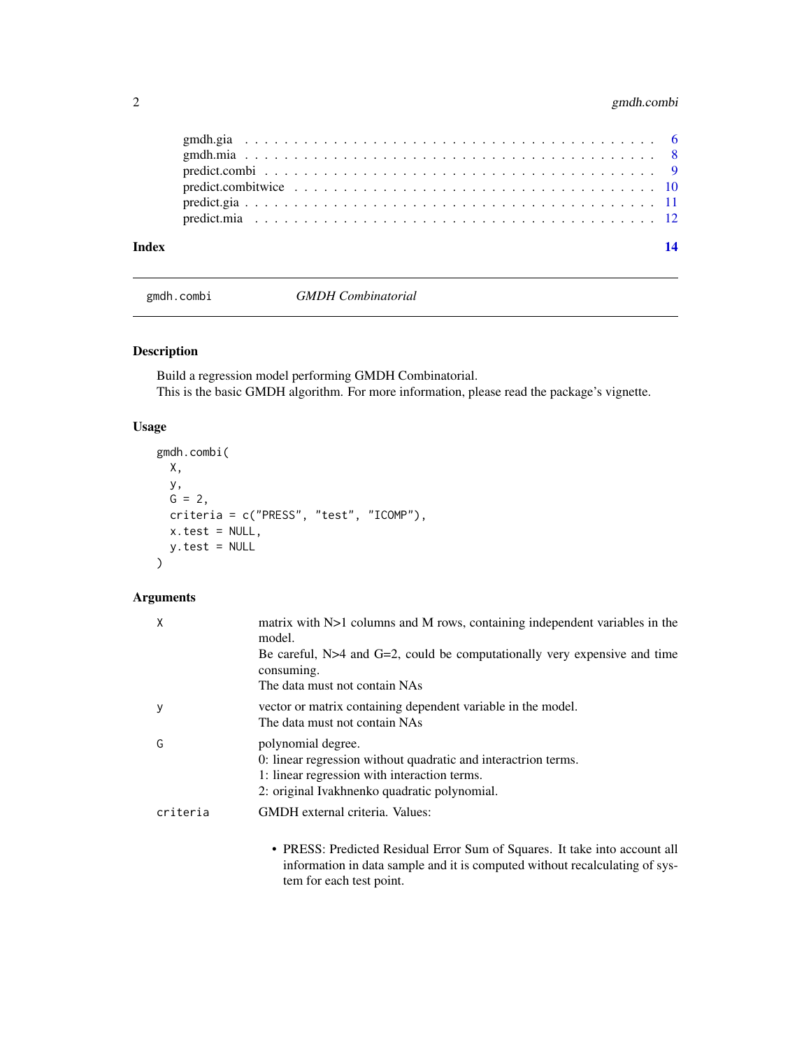gmdh.gia . . . . . . . . . . . . . . . . . . . . . . . . . . . . . . . . . . . . . . 6
gmdh.mia . . . . . . . . . . . . . . . . . . . . . . . . . . . . . . . . . . . . . . 8
predict.combi . . . . . . . . . . . . . . . . . . . . . . . . . . . . . . . . . . . . 9
predict.combitwice . . . . . . . . . . . . . . . . . . . . . . . . . . . . . . . . . 10
predict.gia . . . . . . . . . . . . . . . . . . . . . . . . . . . . . . . . . . . . . 11
predict.mia . . . . . . . . . . . . . . . . . . . . . . . . . . . . . . . . . . . . . 12

**Index** **14**

---

`gmdh.combi` *GMDH Combinatorial*

---

### Description

Build a regression model performing GMDH Combinatorial.
This is the basic GMDH algorithm. For more information, please read the package's vignette.

### Usage

```
gmdh.combi(
  X,
  y,
  G = 2,
  criteria = c("PRESS", "test", "ICOMP"),
  x.test = NULL,
  y.test = NULL
)
```

### Arguments

| | |
|---|---|
| `X` | matrix with N>1 columns and M rows, containing independent variables in the model.<br>Be careful, N>4 and G=2, could be computationally very expensive and time consuming.<br>The data must not contain NAs |
| `y` | vector or matrix containing dependent variable in the model.<br>The data must not contain NAs |
| `G` | polynomial degree.<br>0: linear regression without quadratic and interactrion terms.<br>1: linear regression with interaction terms.<br>2: original Ivakhnenko quadratic polynomial. |
| `criteria` | GMDH external criteria. Values:<br><br>• PRESS: Predicted Residual Error Sum of Squares. It take into account all information in data sample and it is computed without recalculating of system for each test point. |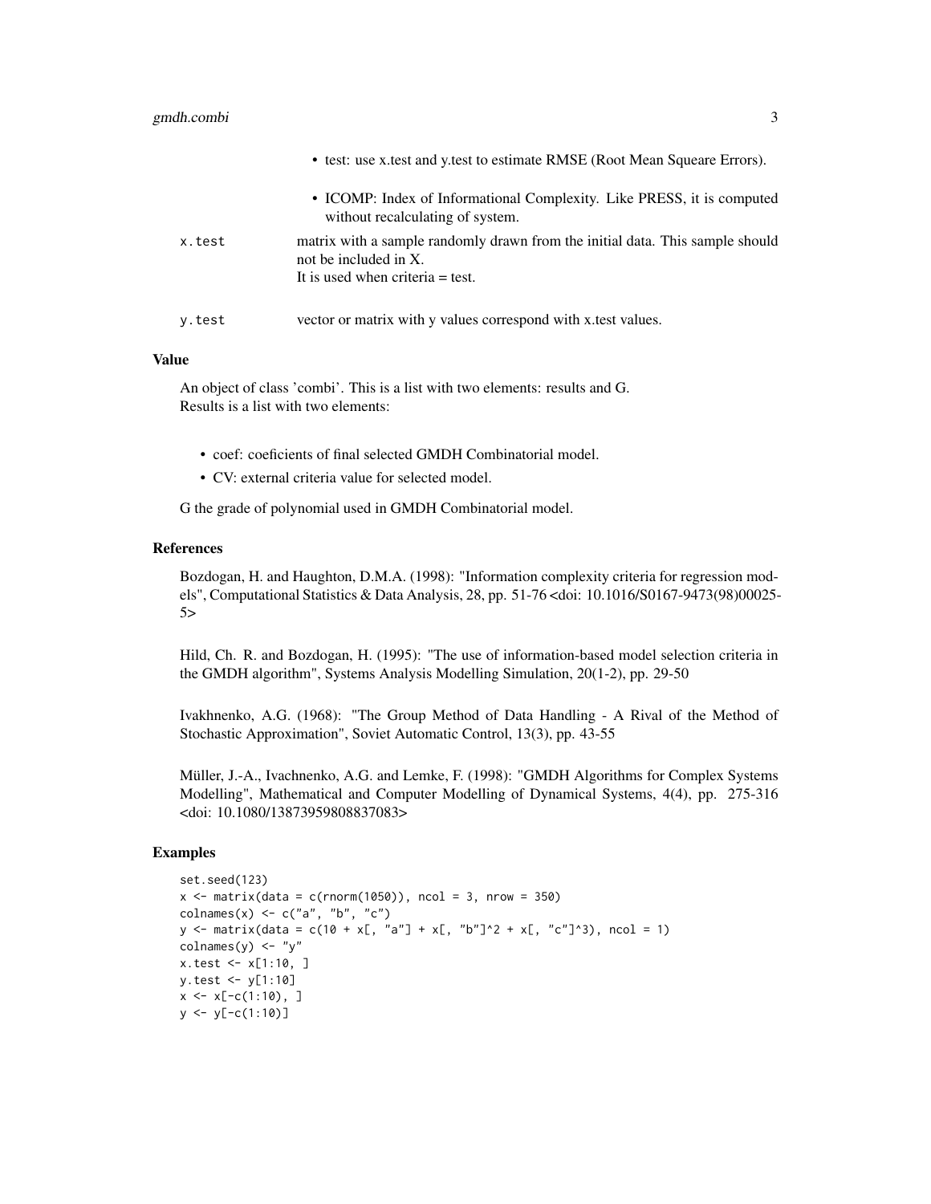- test: use x.test and y.test to estimate RMSE (Root Mean Squeare Errors).

- ICOMP: Index of Informational Complexity. Like PRESS, it is computed without recalculating of system.

| | |
|---|---|
| `x.test` | matrix with a sample randomly drawn from the initial data. This sample should not be included in X. It is used when criteria = test. |
| `y.test` | vector or matrix with y values correspond with x.test values. |

### Value

An object of class 'combi'. This is a list with two elements: results and G.
Results is a list with two elements:

- coef: coeficients of final selected GMDH Combinatorial model.
- CV: external criteria value for selected model.

G the grade of polynomial used in GMDH Combinatorial model.

### References

Bozdogan, H. and Haughton, D.M.A. (1998): "Information complexity criteria for regression models", Computational Statistics & Data Analysis, 28, pp. 51-76 <doi: 10.1016/S0167-9473(98)00025-5>

Hild, Ch. R. and Bozdogan, H. (1995): "The use of information-based model selection criteria in the GMDH algorithm", Systems Analysis Modelling Simulation, 20(1-2), pp. 29-50

Ivakhnenko, A.G. (1968): "The Group Method of Data Handling - A Rival of the Method of Stochastic Approximation", Soviet Automatic Control, 13(3), pp. 43-55

Müller, J.-A., Ivachnenko, A.G. and Lemke, F. (1998): "GMDH Algorithms for Complex Systems Modelling", Mathematical and Computer Modelling of Dynamical Systems, 4(4), pp. 275-316 <doi: 10.1080/13873959808837083>

### Examples

```
set.seed(123)
x <- matrix(data = c(rnorm(1050)), ncol = 3, nrow = 350)
colnames(x) <- c("a", "b", "c")
y <- matrix(data = c(10 + x[, "a"] + x[, "b"]^2 + x[, "c"]^3), ncol = 1)
colnames(y) <- "y"
x.test <- x[1:10, ]
y.test <- y[1:10]
x <- x[-c(1:10), ]
y <- y[-c(1:10)]
```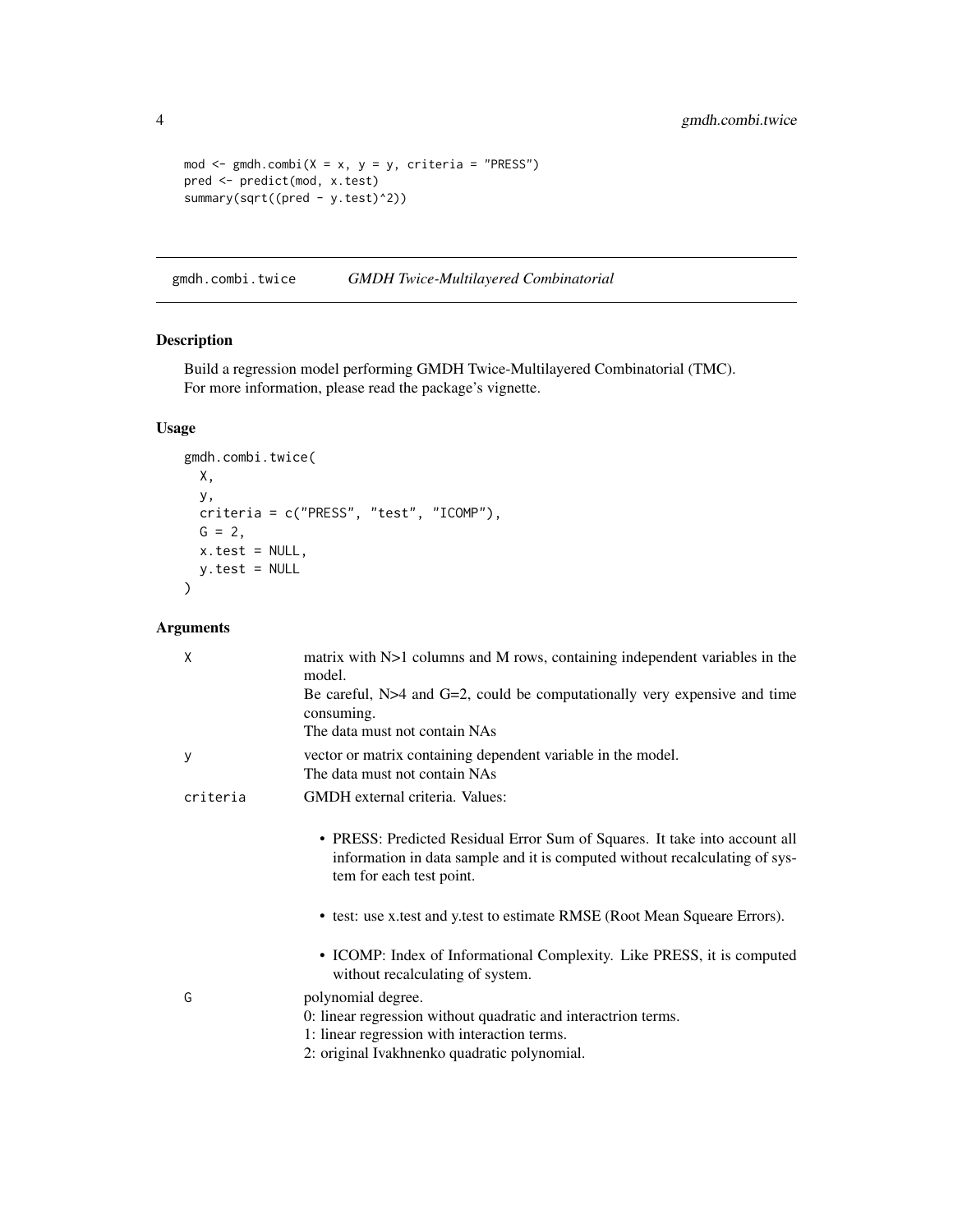```
mod <- gmdh.combi(X = x, y = y, criteria = "PRESS")
pred <- predict(mod, x.test)
summary(sqrt((pred - y.test)^2))
```

## gmdh.combi.twice — *GMDH Twice-Multilayered Combinatorial*

### Description

Build a regression model performing GMDH Twice-Multilayered Combinatorial (TMC).
For more information, please read the package's vignette.

### Usage

```
gmdh.combi.twice(
  X,
  y,
  criteria = c("PRESS", "test", "ICOMP"),
  G = 2,
  x.test = NULL,
  y.test = NULL
)
```

### Arguments

`X` — matrix with N>1 columns and M rows, containing independent variables in the model.
Be careful, N>4 and G=2, could be computationally very expensive and time consuming.
The data must not contain NAs

`y` — vector or matrix containing dependent variable in the model.
The data must not contain NAs

`criteria` — GMDH external criteria. Values:

- PRESS: Predicted Residual Error Sum of Squares. It take into account all information in data sample and it is computed without recalculating of system for each test point.
- test: use x.test and y.test to estimate RMSE (Root Mean Squeare Errors).
- ICOMP: Index of Informational Complexity. Like PRESS, it is computed without recalculating of system.

`G` — polynomial degree.
0: linear regression without quadratic and interactrion terms.
1: linear regression with interaction terms.
2: original Ivakhnenko quadratic polynomial.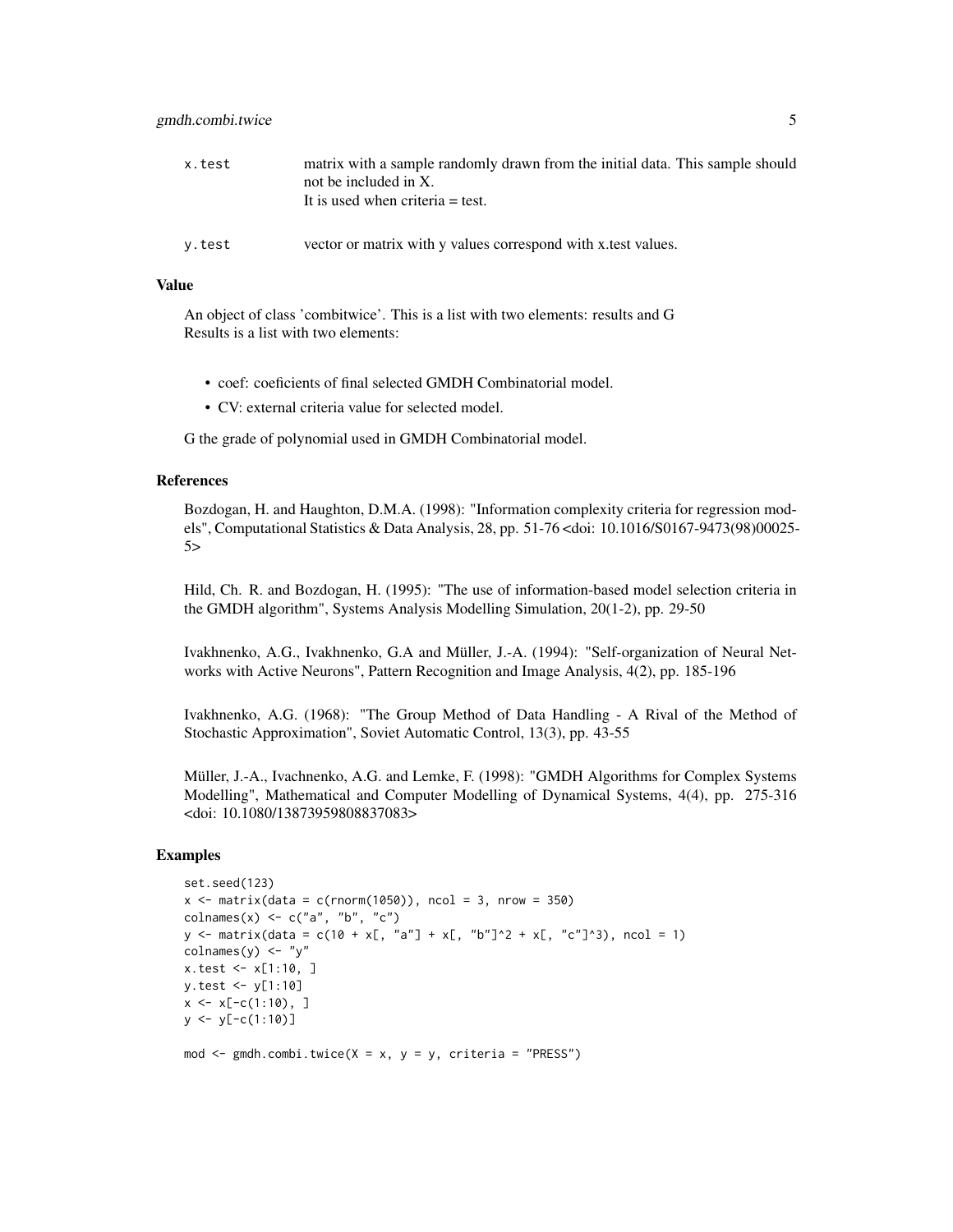| | |
|---|---|
| x.test | matrix with a sample randomly drawn from the initial data. This sample should not be included in X.<br>It is used when criteria = test. |
| y.test | vector or matrix with y values correspond with x.test values. |

## Value

An object of class 'combitwice'. This is a list with two elements: results and G
Results is a list with two elements:

- coef: coeficients of final selected GMDH Combinatorial model.
- CV: external criteria value for selected model.

G the grade of polynomial used in GMDH Combinatorial model.

## References

Bozdogan, H. and Haughton, D.M.A. (1998): "Information complexity criteria for regression models", Computational Statistics & Data Analysis, 28, pp. 51-76 <doi: 10.1016/S0167-9473(98)00025-5>

Hild, Ch. R. and Bozdogan, H. (1995): "The use of information-based model selection criteria in the GMDH algorithm", Systems Analysis Modelling Simulation, 20(1-2), pp. 29-50

Ivakhnenko, A.G., Ivakhnenko, G.A and Müller, J.-A. (1994): "Self-organization of Neural Networks with Active Neurons", Pattern Recognition and Image Analysis, 4(2), pp. 185-196

Ivakhnenko, A.G. (1968): "The Group Method of Data Handling - A Rival of the Method of Stochastic Approximation", Soviet Automatic Control, 13(3), pp. 43-55

Müller, J.-A., Ivachnenko, A.G. and Lemke, F. (1998): "GMDH Algorithms for Complex Systems Modelling", Mathematical and Computer Modelling of Dynamical Systems, 4(4), pp. 275-316 <doi: 10.1080/13873959808837083>

## Examples

```
set.seed(123)
x <- matrix(data = c(rnorm(1050)), ncol = 3, nrow = 350)
colnames(x) <- c("a", "b", "c")
y <- matrix(data = c(10 + x[, "a"] + x[, "b"]^2 + x[, "c"]^3), ncol = 1)
colnames(y) <- "y"
x.test <- x[1:10, ]
y.test <- y[1:10]
x <- x[-c(1:10), ]
y <- y[-c(1:10)]

mod <- gmdh.combi.twice(X = x, y = y, criteria = "PRESS")
```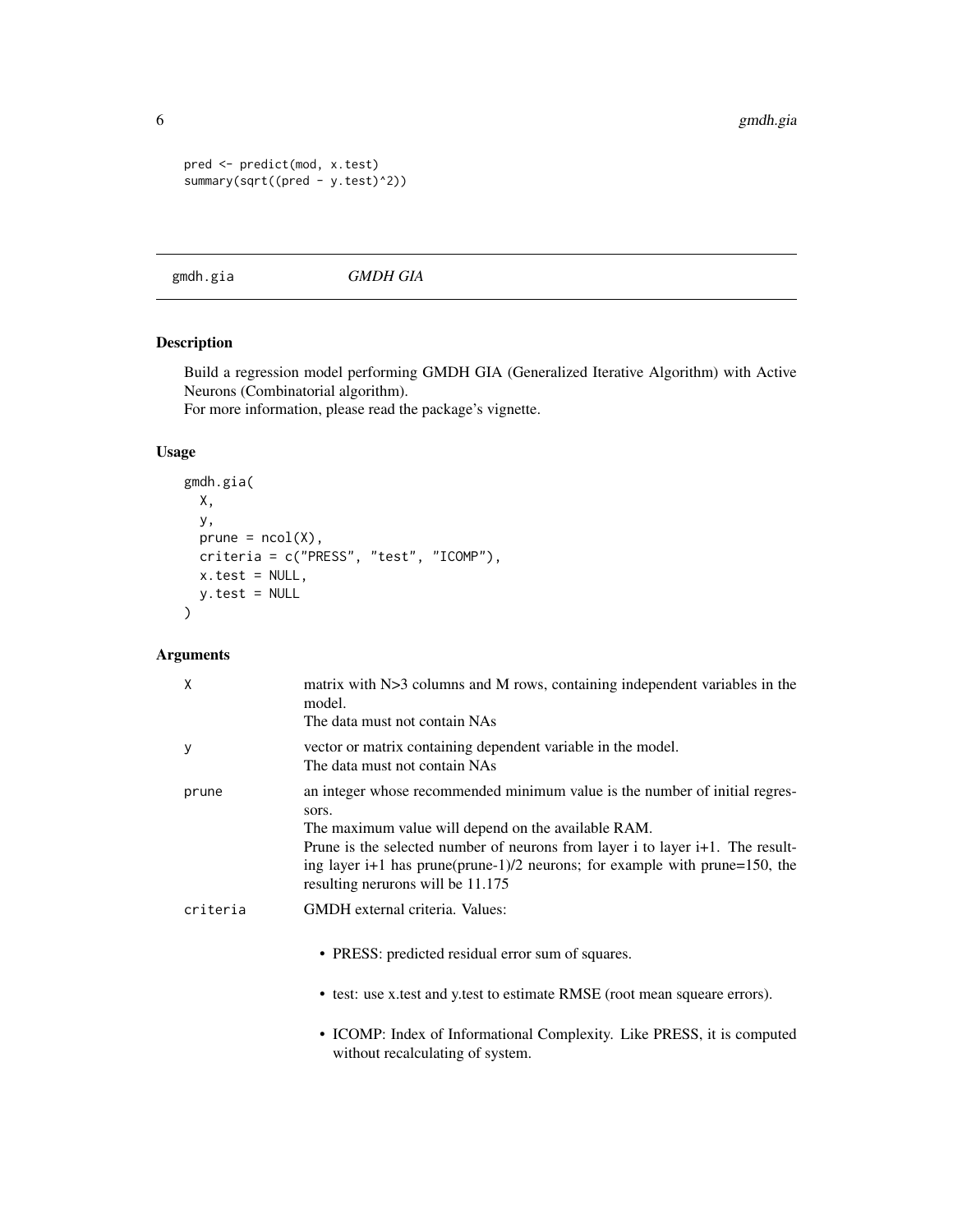```
pred <- predict(mod, x.test)
summary(sqrt((pred - y.test)^2))
```

## gmdh.gia *GMDH GIA*

### Description

Build a regression model performing GMDH GIA (Generalized Iterative Algorithm) with Active Neurons (Combinatorial algorithm).
For more information, please read the package's vignette.

### Usage

```
gmdh.gia(
  X,
  y,
  prune = ncol(X),
  criteria = c("PRESS", "test", "ICOMP"),
  x.test = NULL,
  y.test = NULL
)
```

### Arguments

| | |
|---|---|
| X | matrix with N>3 columns and M rows, containing independent variables in the model.<br>The data must not contain NAs |
| y | vector or matrix containing dependent variable in the model.<br>The data must not contain NAs |
| prune | an integer whose recommended minimum value is the number of initial regressors.<br>The maximum value will depend on the available RAM.<br>Prune is the selected number of neurons from layer i to layer i+1. The resulting layer i+1 has prune(prune-1)/2 neurons; for example with prune=150, the resulting nerurons will be 11.175 |
| criteria | GMDH external criteria. Values:<br>• PRESS: predicted residual error sum of squares.<br>• test: use x.test and y.test to estimate RMSE (root mean squeare errors).<br>• ICOMP: Index of Informational Complexity. Like PRESS, it is computed without recalculating of system. |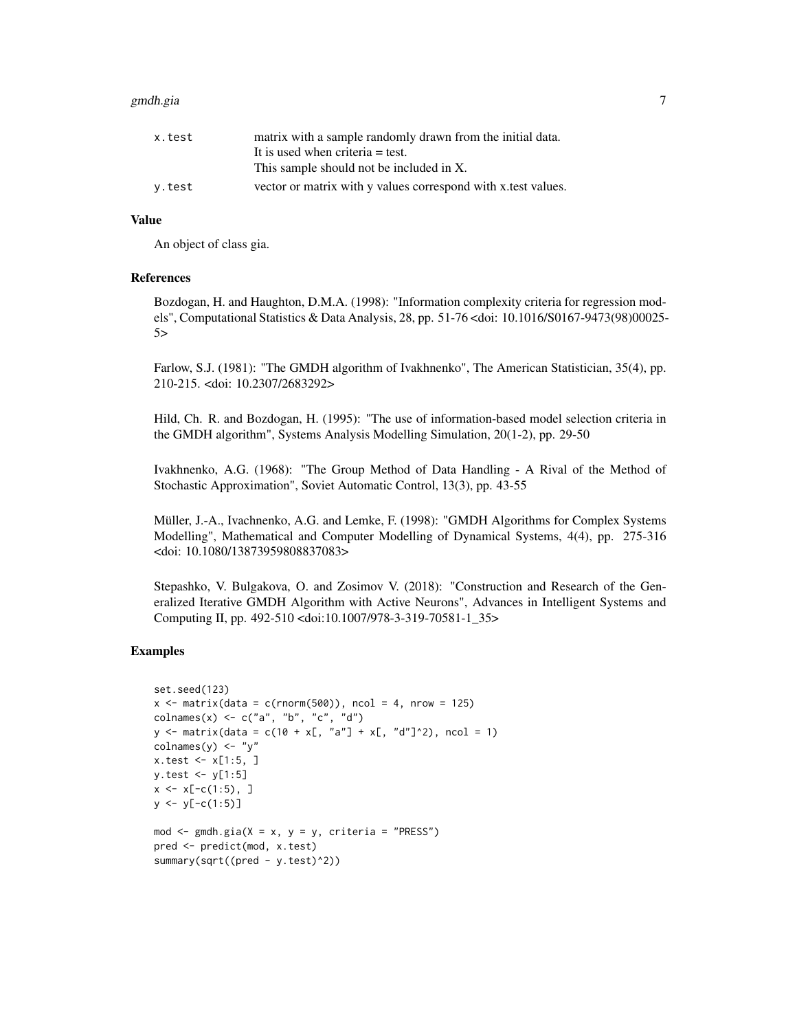| | |
|---|---|
| x.test | matrix with a sample randomly drawn from the initial data. It is used when criteria = test. This sample should not be included in X. |
| y.test | vector or matrix with y values correspond with x.test values. |

### Value

An object of class gia.

### References

Bozdogan, H. and Haughton, D.M.A. (1998): "Information complexity criteria for regression models", Computational Statistics & Data Analysis, 28, pp. 51-76 <doi: 10.1016/S0167-9473(98)00025-5>

Farlow, S.J. (1981): "The GMDH algorithm of Ivakhnenko", The American Statistician, 35(4), pp. 210-215. <doi: 10.2307/2683292>

Hild, Ch. R. and Bozdogan, H. (1995): "The use of information-based model selection criteria in the GMDH algorithm", Systems Analysis Modelling Simulation, 20(1-2), pp. 29-50

Ivakhnenko, A.G. (1968): "The Group Method of Data Handling - A Rival of the Method of Stochastic Approximation", Soviet Automatic Control, 13(3), pp. 43-55

Müller, J.-A., Ivachnenko, A.G. and Lemke, F. (1998): "GMDH Algorithms for Complex Systems Modelling", Mathematical and Computer Modelling of Dynamical Systems, 4(4), pp. 275-316 <doi: 10.1080/13873959808837083>

Stepashko, V. Bulgakova, O. and Zosimov V. (2018): "Construction and Research of the Generalized Iterative GMDH Algorithm with Active Neurons", Advances in Intelligent Systems and Computing II, pp. 492-510 <doi:10.1007/978-3-319-70581-1_35>

### Examples

```
set.seed(123)
x <- matrix(data = c(rnorm(500)), ncol = 4, nrow = 125)
colnames(x) <- c("a", "b", "c", "d")
y <- matrix(data = c(10 + x[, "a"] + x[, "d"]^2), ncol = 1)
colnames(y) <- "y"
x.test <- x[1:5, ]
y.test <- y[1:5]
x <- x[-c(1:5), ]
y <- y[-c(1:5)]

mod <- gmdh.gia(X = x, y = y, criteria = "PRESS")
pred <- predict(mod, x.test)
summary(sqrt((pred - y.test)^2))
```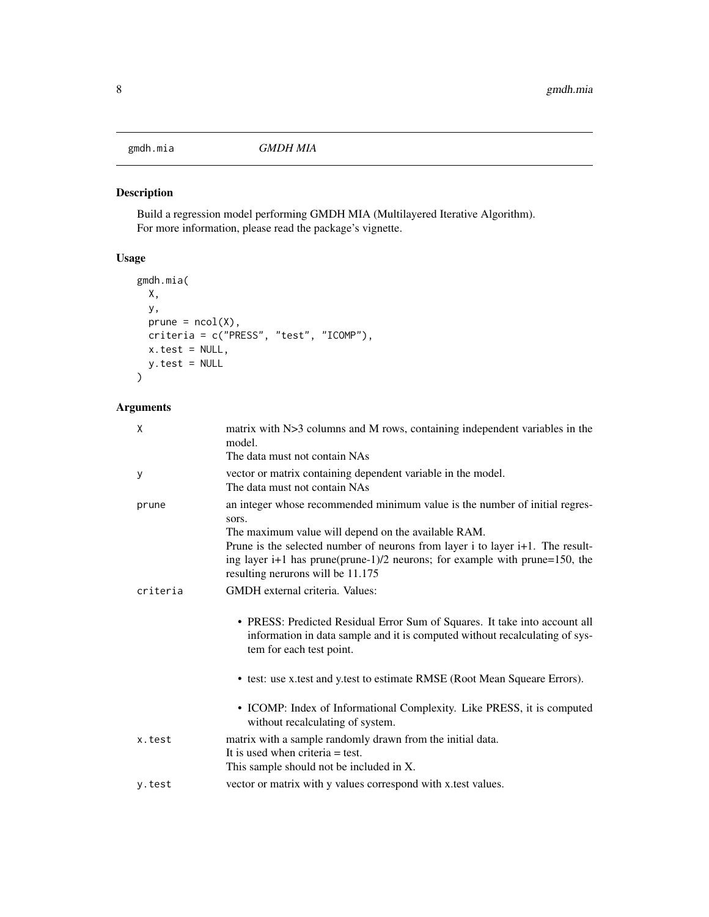gmdh.mia — *GMDH MIA*

## Description

Build a regression model performing GMDH MIA (Multilayered Iterative Algorithm).
For more information, please read the package's vignette.

## Usage

```
gmdh.mia(
  X,
  y,
  prune = ncol(X),
  criteria = c("PRESS", "test", "ICOMP"),
  x.test = NULL,
  y.test = NULL
)
```

## Arguments

| | |
|---|---|
| X | matrix with N>3 columns and M rows, containing independent variables in the model.<br>The data must not contain NAs |
| y | vector or matrix containing dependent variable in the model.<br>The data must not contain NAs |
| prune | an integer whose recommended minimum value is the number of initial regressors.<br>The maximum value will depend on the available RAM.<br>Prune is the selected number of neurons from layer i to layer i+1. The resulting layer i+1 has prune(prune-1)/2 neurons; for example with prune=150, the resulting nerurons will be 11.175 |
| criteria | GMDH external criteria. Values:<br>• PRESS: Predicted Residual Error Sum of Squares. It take into account all information in data sample and it is computed without recalculating of system for each test point.<br>• test: use x.test and y.test to estimate RMSE (Root Mean Squeare Errors).<br>• ICOMP: Index of Informational Complexity. Like PRESS, it is computed without recalculating of system. |
| x.test | matrix with a sample randomly drawn from the initial data.<br>It is used when criteria = test.<br>This sample should not be included in X. |
| y.test | vector or matrix with y values correspond with x.test values. |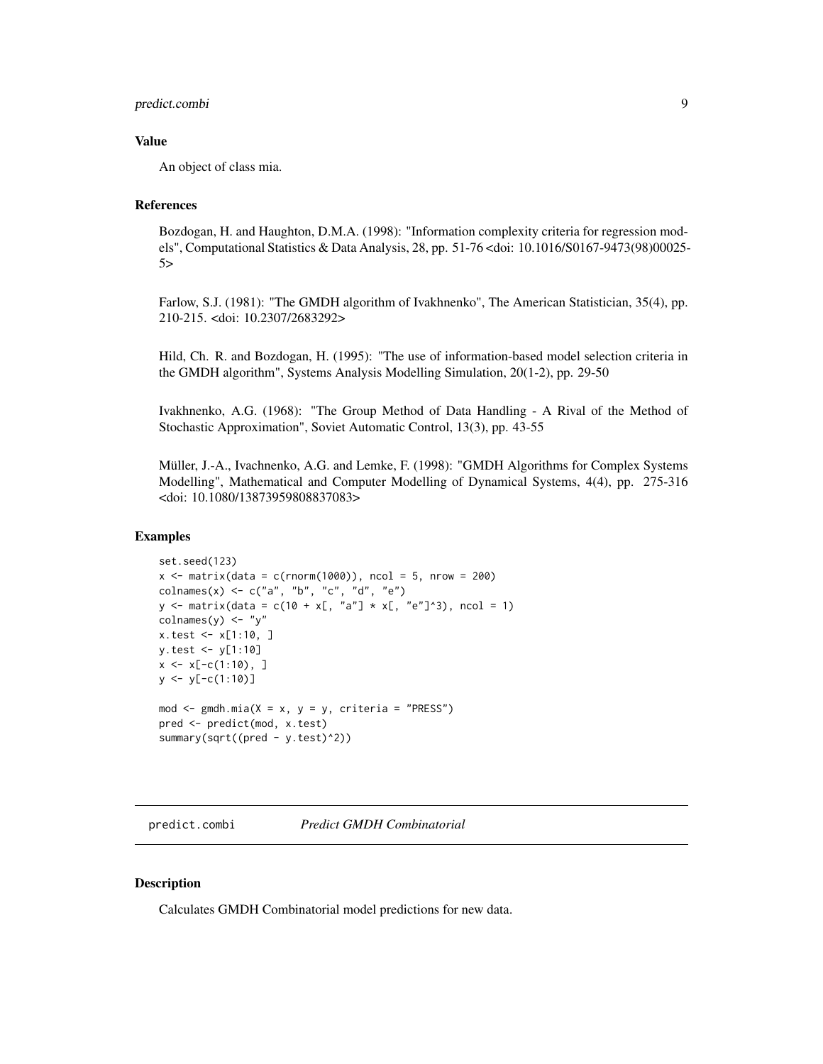### Value

An object of class mia.

### References

Bozdogan, H. and Haughton, D.M.A. (1998): "Information complexity criteria for regression models", Computational Statistics & Data Analysis, 28, pp. 51-76 <doi: 10.1016/S0167-9473(98)00025-5>

Farlow, S.J. (1981): "The GMDH algorithm of Ivakhnenko", The American Statistician, 35(4), pp. 210-215. <doi: 10.2307/2683292>

Hild, Ch. R. and Bozdogan, H. (1995): "The use of information-based model selection criteria in the GMDH algorithm", Systems Analysis Modelling Simulation, 20(1-2), pp. 29-50

Ivakhnenko, A.G. (1968): "The Group Method of Data Handling - A Rival of the Method of Stochastic Approximation", Soviet Automatic Control, 13(3), pp. 43-55

Müller, J.-A., Ivachnenko, A.G. and Lemke, F. (1998): "GMDH Algorithms for Complex Systems Modelling", Mathematical and Computer Modelling of Dynamical Systems, 4(4), pp. 275-316 <doi: 10.1080/13873959808837083>

### Examples

```
set.seed(123)
x <- matrix(data = c(rnorm(1000)), ncol = 5, nrow = 200)
colnames(x) <- c("a", "b", "c", "d", "e")
y <- matrix(data = c(10 + x[, "a"] * x[, "e"]^3), ncol = 1)
colnames(y) <- "y"
x.test <- x[1:10, ]
y.test <- y[1:10]
x <- x[-c(1:10), ]
y <- y[-c(1:10)]

mod <- gmdh.mia(X = x, y = y, criteria = "PRESS")
pred <- predict(mod, x.test)
summary(sqrt((pred - y.test)^2))
```

---

## predict.combi — *Predict GMDH Combinatorial*

### Description

Calculates GMDH Combinatorial model predictions for new data.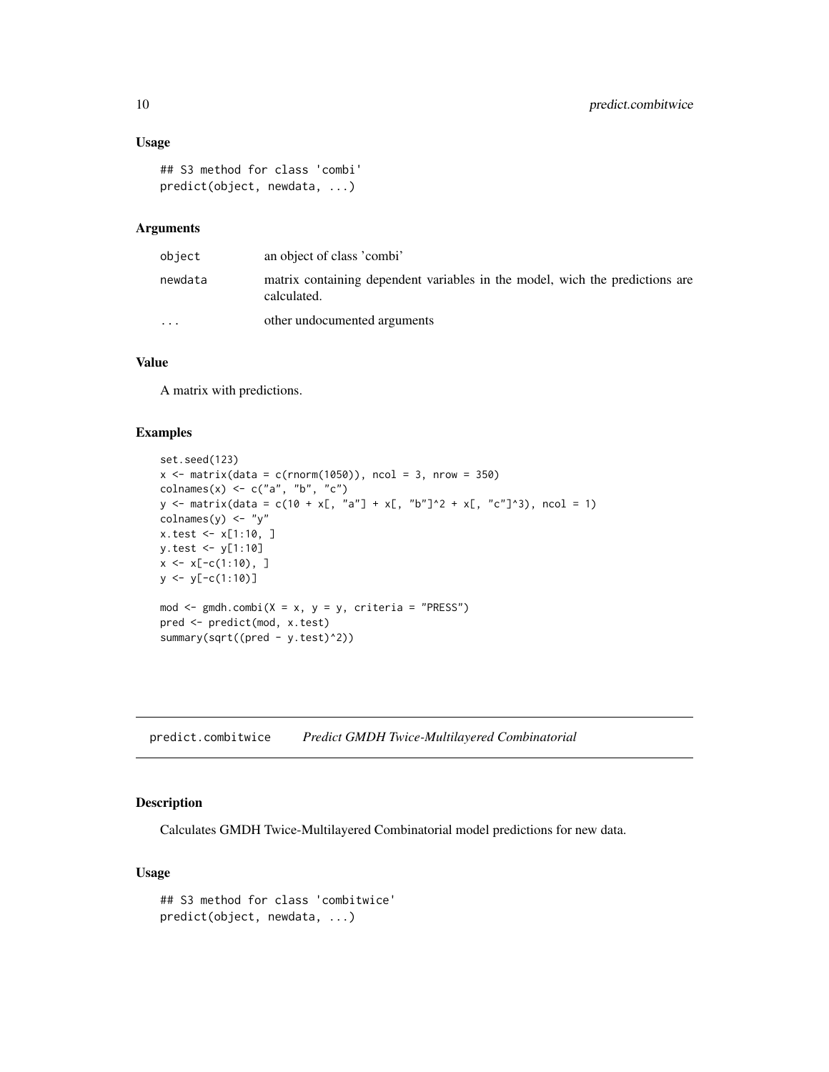### Usage

```
## S3 method for class 'combi'
predict(object, newdata, ...)
```

### Arguments

| | |
|---|---|
| object | an object of class 'combi' |
| newdata | matrix containing dependent variables in the model, wich the predictions are calculated. |
| ... | other undocumented arguments |

### Value

A matrix with predictions.

### Examples

```
set.seed(123)
x <- matrix(data = c(rnorm(1050)), ncol = 3, nrow = 350)
colnames(x) <- c("a", "b", "c")
y <- matrix(data = c(10 + x[, "a"] + x[, "b"]^2 + x[, "c"]^3), ncol = 1)
colnames(y) <- "y"
x.test <- x[1:10, ]
y.test <- y[1:10]
x <- x[-c(1:10), ]
y <- y[-c(1:10)]

mod <- gmdh.combi(X = x, y = y, criteria = "PRESS")
pred <- predict(mod, x.test)
summary(sqrt((pred - y.test)^2))
```

## predict.combitwice    *Predict GMDH Twice-Multilayered Combinatorial*

### Description

Calculates GMDH Twice-Multilayered Combinatorial model predictions for new data.

### Usage

```
## S3 method for class 'combitwice'
predict(object, newdata, ...)
```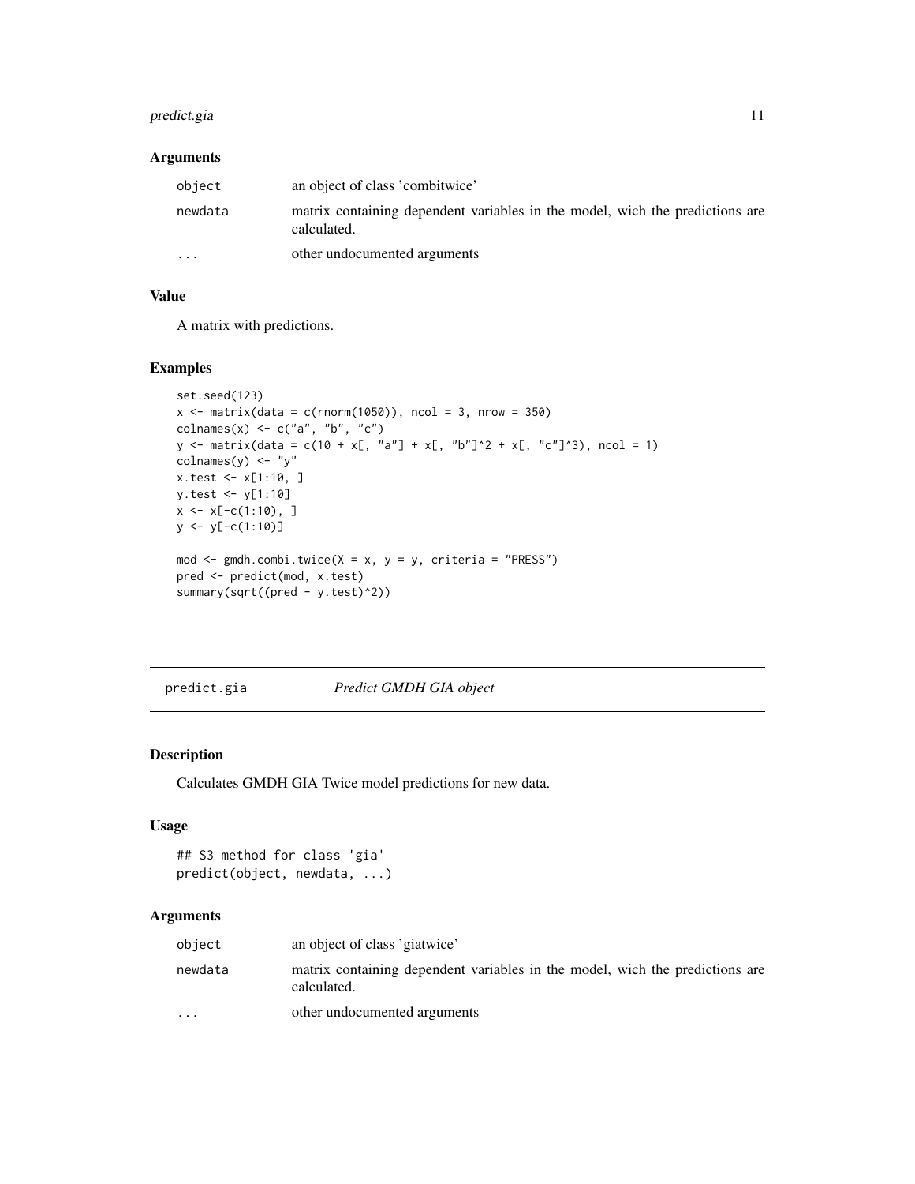### Arguments

| | |
|---|---|
| `object` | an object of class 'combitwice' |
| `newdata` | matrix containing dependent variables in the model, wich the predictions are calculated. |
| `...` | other undocumented arguments |

### Value

A matrix with predictions.

### Examples

```
set.seed(123)
x <- matrix(data = c(rnorm(1050)), ncol = 3, nrow = 350)
colnames(x) <- c("a", "b", "c")
y <- matrix(data = c(10 + x[, "a"] + x[, "b"]^2 + x[, "c"]^3), ncol = 1)
colnames(y) <- "y"
x.test <- x[1:10, ]
y.test <- y[1:10]
x <- x[-c(1:10), ]
y <- y[-c(1:10)]

mod <- gmdh.combi.twice(X = x, y = y, criteria = "PRESS")
pred <- predict(mod, x.test)
summary(sqrt((pred - y.test)^2))
```

---

## predict.gia — *Predict GMDH GIA object*

### Description

Calculates GMDH GIA Twice model predictions for new data.

### Usage

```
## S3 method for class 'gia'
predict(object, newdata, ...)
```

### Arguments

| | |
|---|---|
| `object` | an object of class 'giatwice' |
| `newdata` | matrix containing dependent variables in the model, wich the predictions are calculated. |
| `...` | other undocumented arguments |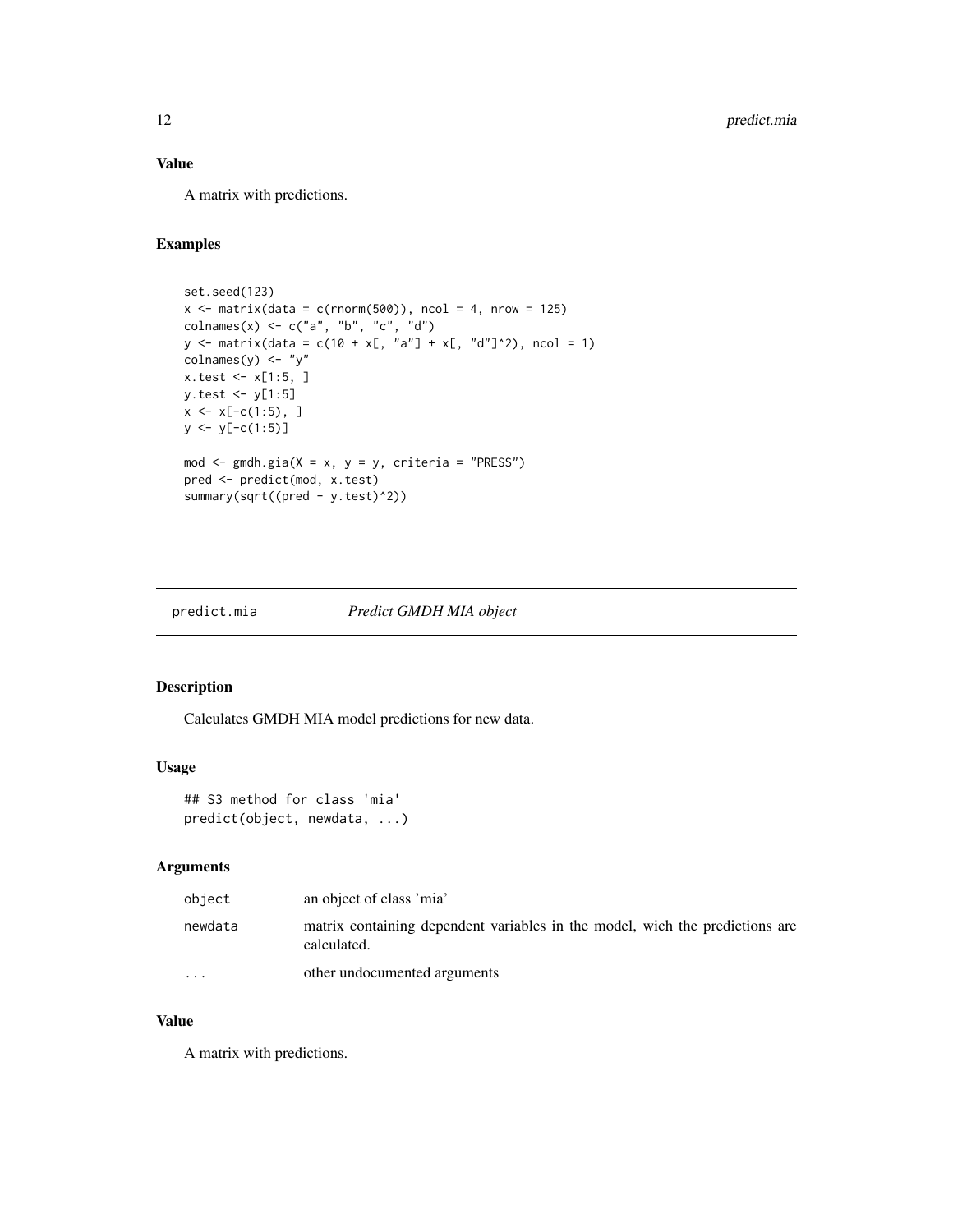## Value

A matrix with predictions.

## Examples

```
set.seed(123)
x <- matrix(data = c(rnorm(500)), ncol = 4, nrow = 125)
colnames(x) <- c("a", "b", "c", "d")
y <- matrix(data = c(10 + x[, "a"] + x[, "d"]^2), ncol = 1)
colnames(y) <- "y"
x.test <- x[1:5, ]
y.test <- y[1:5]
x <- x[-c(1:5), ]
y <- y[-c(1:5)]

mod <- gmdh.gia(X = x, y = y, criteria = "PRESS")
pred <- predict(mod, x.test)
summary(sqrt((pred - y.test)^2))
```

---

# predict.mia *Predict GMDH MIA object*

## Description

Calculates GMDH MIA model predictions for new data.

## Usage

```
## S3 method for class 'mia'
predict(object, newdata, ...)
```

## Arguments

| | |
|---|---|
| object | an object of class 'mia' |
| newdata | matrix containing dependent variables in the model, wich the predictions are calculated. |
| ... | other undocumented arguments |

## Value

A matrix with predictions.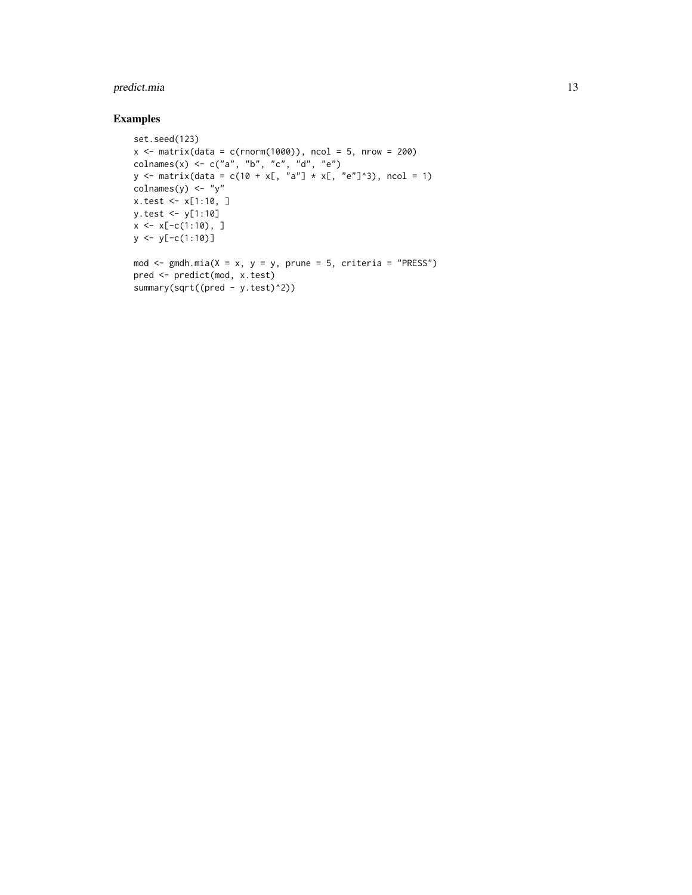## Examples

```
set.seed(123)
x <- matrix(data = c(rnorm(1000)), ncol = 5, nrow = 200)
colnames(x) <- c("a", "b", "c", "d", "e")
y <- matrix(data = c(10 + x[, "a"] * x[, "e"]^3), ncol = 1)
colnames(y) <- "y"
x.test <- x[1:10, ]
y.test <- y[1:10]
x <- x[-c(1:10), ]
y <- y[-c(1:10)]

mod <- gmdh.mia(X = x, y = y, prune = 5, criteria = "PRESS")
pred <- predict(mod, x.test)
summary(sqrt((pred - y.test)^2))
```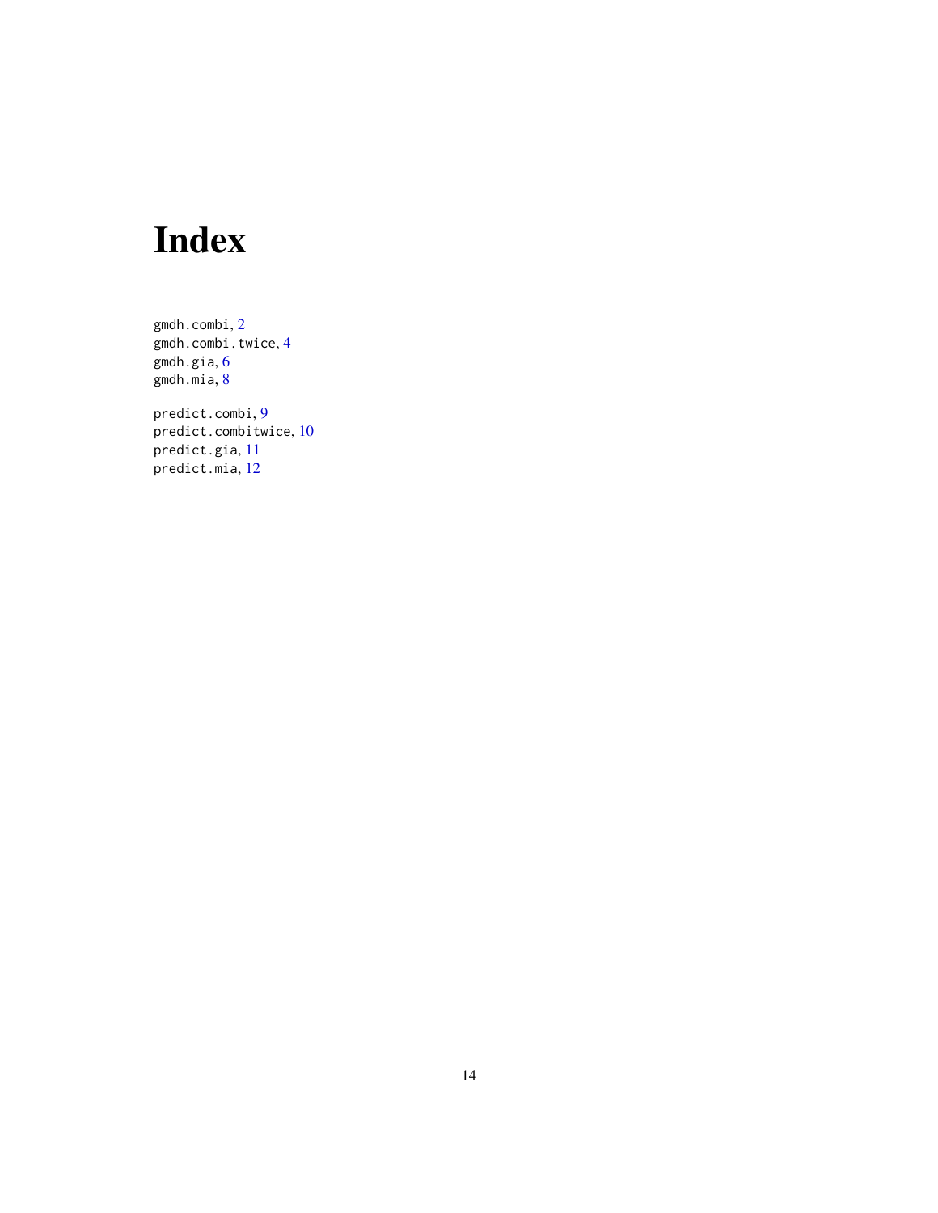# Index

gmdh.combi, 2
gmdh.combi.twice, 4
gmdh.gia, 6
gmdh.mia, 8

predict.combi, 9
predict.combitwice, 10
predict.gia, 11
predict.mia, 12